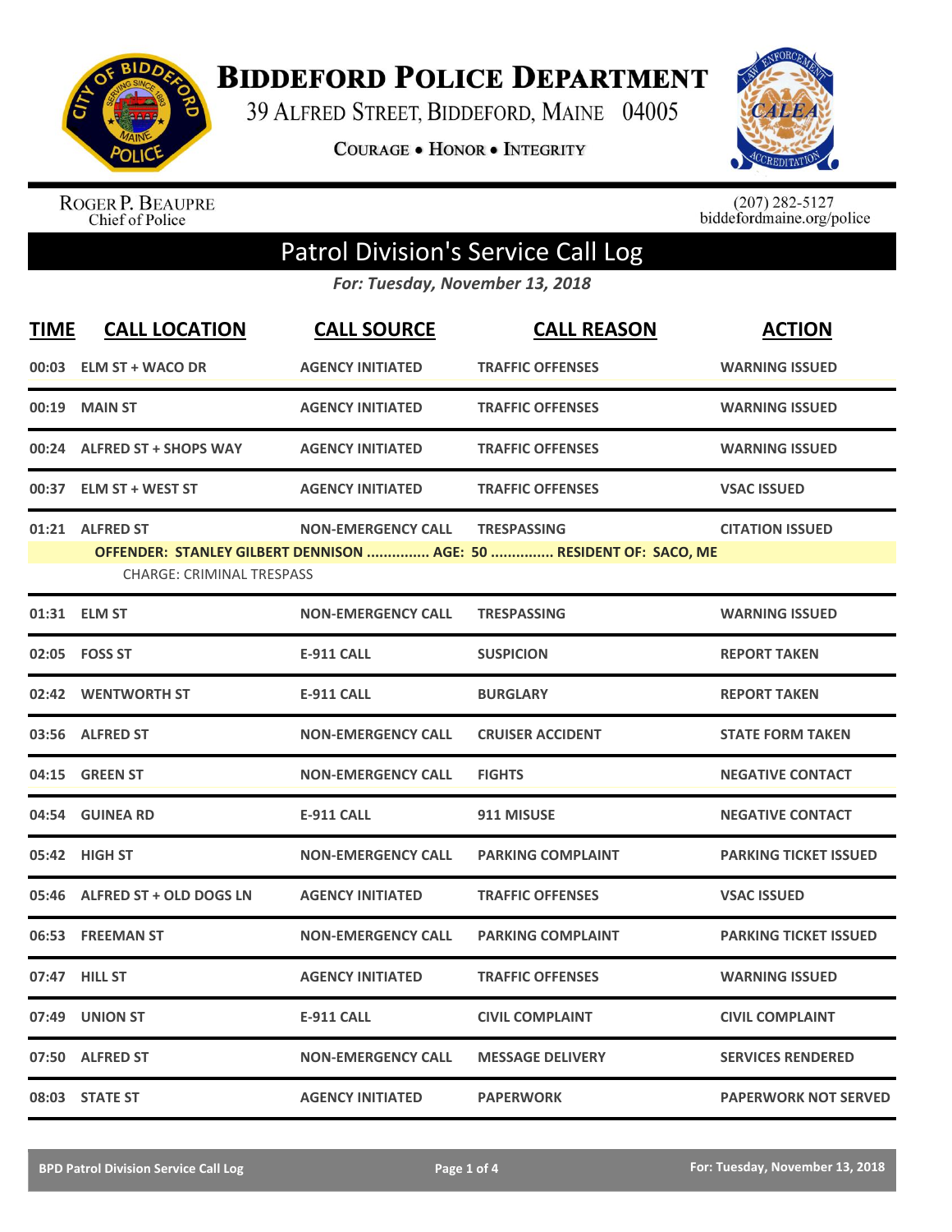# Biddeford Police Department

39 Alfred Street, Biddeford, Maine 04005

**Courage • Honor • Integrity**

Roger P. Beaupre
Chief of Police

(207) 282-5127
biddefordmaine.org/police

## Patrol Division's Service Call Log

*For: Tuesday, November 13, 2018*

| TIME | CALL LOCATION | CALL SOURCE | CALL REASON | ACTION |
|---|---|---|---|---|
| 00:03 | ELM ST + WACO DR | AGENCY INITIATED | TRAFFIC OFFENSES | WARNING ISSUED |
| 00:19 | MAIN ST | AGENCY INITIATED | TRAFFIC OFFENSES | WARNING ISSUED |
| 00:24 | ALFRED ST + SHOPS WAY | AGENCY INITIATED | TRAFFIC OFFENSES | WARNING ISSUED |
| 00:37 | ELM ST + WEST ST | AGENCY INITIATED | TRAFFIC OFFENSES | VSAC ISSUED |
| 01:21 | ALFRED ST | NON-EMERGENCY CALL | TRESPASSING | CITATION ISSUED |
| | OFFENDER: STANLEY GILBERT DENNISON ............... AGE: 50 ............... RESIDENT OF: SACO, ME<br>CHARGE: CRIMINAL TRESPASS | | | |
| 01:31 | ELM ST | NON-EMERGENCY CALL | TRESPASSING | WARNING ISSUED |
| 02:05 | FOSS ST | E-911 CALL | SUSPICION | REPORT TAKEN |
| 02:42 | WENTWORTH ST | E-911 CALL | BURGLARY | REPORT TAKEN |
| 03:56 | ALFRED ST | NON-EMERGENCY CALL | CRUISER ACCIDENT | STATE FORM TAKEN |
| 04:15 | GREEN ST | NON-EMERGENCY CALL | FIGHTS | NEGATIVE CONTACT |
| 04:54 | GUINEA RD | E-911 CALL | 911 MISUSE | NEGATIVE CONTACT |
| 05:42 | HIGH ST | NON-EMERGENCY CALL | PARKING COMPLAINT | PARKING TICKET ISSUED |
| 05:46 | ALFRED ST + OLD DOGS LN | AGENCY INITIATED | TRAFFIC OFFENSES | VSAC ISSUED |
| 06:53 | FREEMAN ST | NON-EMERGENCY CALL | PARKING COMPLAINT | PARKING TICKET ISSUED |
| 07:47 | HILL ST | AGENCY INITIATED | TRAFFIC OFFENSES | WARNING ISSUED |
| 07:49 | UNION ST | E-911 CALL | CIVIL COMPLAINT | CIVIL COMPLAINT |
| 07:50 | ALFRED ST | NON-EMERGENCY CALL | MESSAGE DELIVERY | SERVICES RENDERED |
| 08:03 | STATE ST | AGENCY INITIATED | PAPERWORK | PAPERWORK NOT SERVED |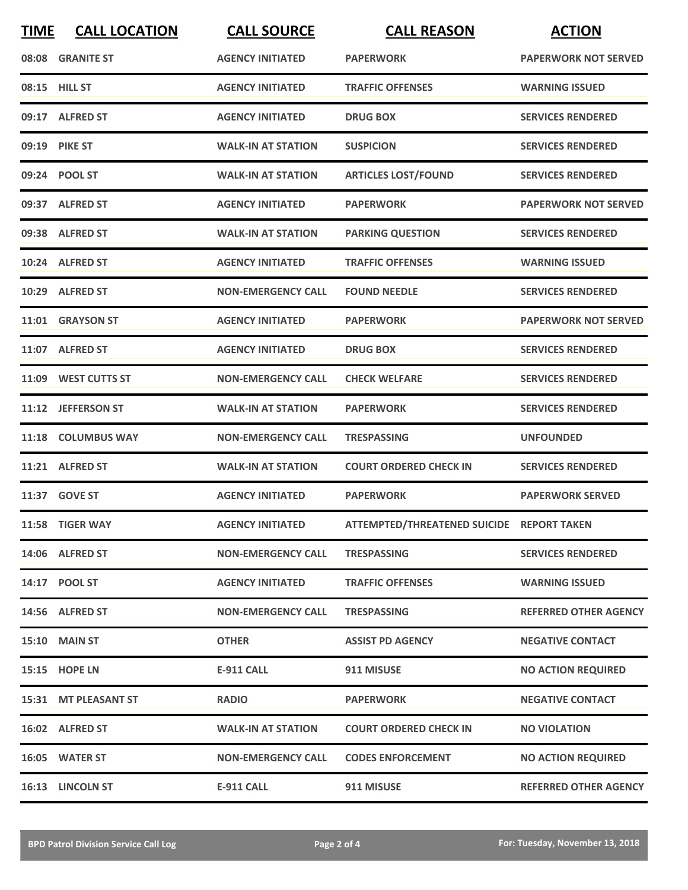| TIME | CALL LOCATION | CALL SOURCE | CALL REASON | ACTION |
|---|---|---|---|---|
| 08:08 | GRANITE ST | AGENCY INITIATED | PAPERWORK | PAPERWORK NOT SERVED |
| 08:15 | HILL ST | AGENCY INITIATED | TRAFFIC OFFENSES | WARNING ISSUED |
| 09:17 | ALFRED ST | AGENCY INITIATED | DRUG BOX | SERVICES RENDERED |
| 09:19 | PIKE ST | WALK-IN AT STATION | SUSPICION | SERVICES RENDERED |
| 09:24 | POOL ST | WALK-IN AT STATION | ARTICLES LOST/FOUND | SERVICES RENDERED |
| 09:37 | ALFRED ST | AGENCY INITIATED | PAPERWORK | PAPERWORK NOT SERVED |
| 09:38 | ALFRED ST | WALK-IN AT STATION | PARKING QUESTION | SERVICES RENDERED |
| 10:24 | ALFRED ST | AGENCY INITIATED | TRAFFIC OFFENSES | WARNING ISSUED |
| 10:29 | ALFRED ST | NON-EMERGENCY CALL | FOUND NEEDLE | SERVICES RENDERED |
| 11:01 | GRAYSON ST | AGENCY INITIATED | PAPERWORK | PAPERWORK NOT SERVED |
| 11:07 | ALFRED ST | AGENCY INITIATED | DRUG BOX | SERVICES RENDERED |
| 11:09 | WEST CUTTS ST | NON-EMERGENCY CALL | CHECK WELFARE | SERVICES RENDERED |
| 11:12 | JEFFERSON ST | WALK-IN AT STATION | PAPERWORK | SERVICES RENDERED |
| 11:18 | COLUMBUS WAY | NON-EMERGENCY CALL | TRESPASSING | UNFOUNDED |
| 11:21 | ALFRED ST | WALK-IN AT STATION | COURT ORDERED CHECK IN | SERVICES RENDERED |
| 11:37 | GOVE ST | AGENCY INITIATED | PAPERWORK | PAPERWORK SERVED |
| 11:58 | TIGER WAY | AGENCY INITIATED | ATTEMPTED/THREATENED SUICIDE | REPORT TAKEN |
| 14:06 | ALFRED ST | NON-EMERGENCY CALL | TRESPASSING | SERVICES RENDERED |
| 14:17 | POOL ST | AGENCY INITIATED | TRAFFIC OFFENSES | WARNING ISSUED |
| 14:56 | ALFRED ST | NON-EMERGENCY CALL | TRESPASSING | REFERRED OTHER AGENCY |
| 15:10 | MAIN ST | OTHER | ASSIST PD AGENCY | NEGATIVE CONTACT |
| 15:15 | HOPE LN | E-911 CALL | 911 MISUSE | NO ACTION REQUIRED |
| 15:31 | MT PLEASANT ST | RADIO | PAPERWORK | NEGATIVE CONTACT |
| 16:02 | ALFRED ST | WALK-IN AT STATION | COURT ORDERED CHECK IN | NO VIOLATION |
| 16:05 | WATER ST | NON-EMERGENCY CALL | CODES ENFORCEMENT | NO ACTION REQUIRED |
| 16:13 | LINCOLN ST | E-911 CALL | 911 MISUSE | REFERRED OTHER AGENCY |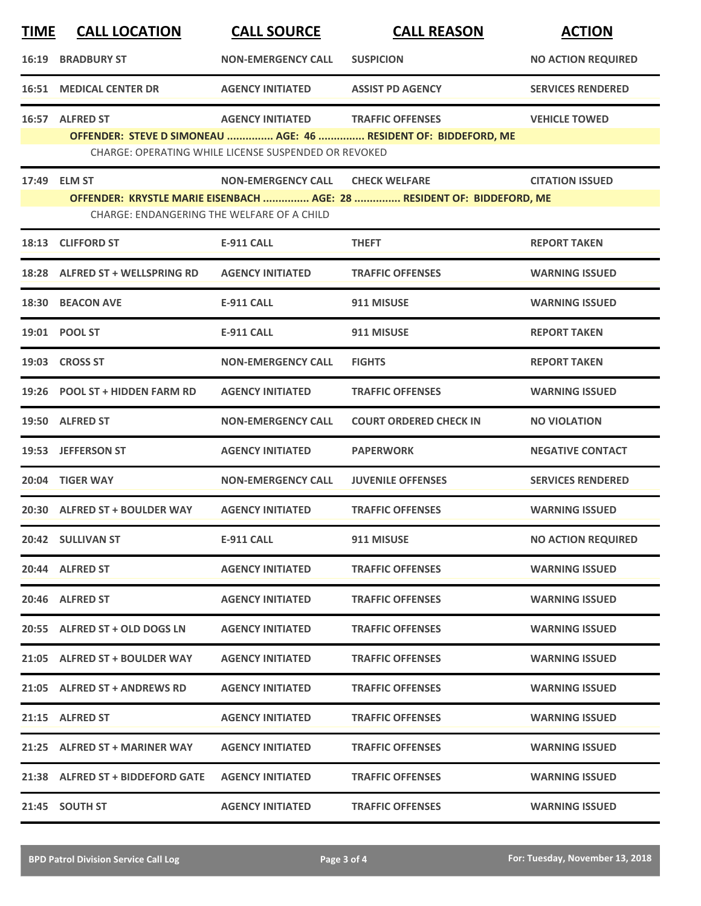| TIME | CALL LOCATION | CALL SOURCE | CALL REASON | ACTION |
|---|---|---|---|---|
| 16:19 | BRADBURY ST | NON-EMERGENCY CALL | SUSPICION | NO ACTION REQUIRED |
| 16:51 | MEDICAL CENTER DR | AGENCY INITIATED | ASSIST PD AGENCY | SERVICES RENDERED |
| 16:57 | ALFRED ST | AGENCY INITIATED | TRAFFIC OFFENSES | VEHICLE TOWED |
| | **OFFENDER: STEVE D SIMONEAU ............... AGE: 46 ............... RESIDENT OF: BIDDEFORD, ME** | | | |
| | CHARGE: OPERATING WHILE LICENSE SUSPENDED OR REVOKED | | | |
| 17:49 | ELM ST | NON-EMERGENCY CALL | CHECK WELFARE | CITATION ISSUED |
| | **OFFENDER: KRYSTLE MARIE EISENBACH ............... AGE: 28 ............... RESIDENT OF: BIDDEFORD, ME** | | | |
| | CHARGE: ENDANGERING THE WELFARE OF A CHILD | | | |
| 18:13 | CLIFFORD ST | E-911 CALL | THEFT | REPORT TAKEN |
| 18:28 | ALFRED ST + WELLSPRING RD | AGENCY INITIATED | TRAFFIC OFFENSES | WARNING ISSUED |
| 18:30 | BEACON AVE | E-911 CALL | 911 MISUSE | WARNING ISSUED |
| 19:01 | POOL ST | E-911 CALL | 911 MISUSE | REPORT TAKEN |
| 19:03 | CROSS ST | NON-EMERGENCY CALL | FIGHTS | REPORT TAKEN |
| 19:26 | POOL ST + HIDDEN FARM RD | AGENCY INITIATED | TRAFFIC OFFENSES | WARNING ISSUED |
| 19:50 | ALFRED ST | NON-EMERGENCY CALL | COURT ORDERED CHECK IN | NO VIOLATION |
| 19:53 | JEFFERSON ST | AGENCY INITIATED | PAPERWORK | NEGATIVE CONTACT |
| 20:04 | TIGER WAY | NON-EMERGENCY CALL | JUVENILE OFFENSES | SERVICES RENDERED |
| 20:30 | ALFRED ST + BOULDER WAY | AGENCY INITIATED | TRAFFIC OFFENSES | WARNING ISSUED |
| 20:42 | SULLIVAN ST | E-911 CALL | 911 MISUSE | NO ACTION REQUIRED |
| 20:44 | ALFRED ST | AGENCY INITIATED | TRAFFIC OFFENSES | WARNING ISSUED |
| 20:46 | ALFRED ST | AGENCY INITIATED | TRAFFIC OFFENSES | WARNING ISSUED |
| 20:55 | ALFRED ST + OLD DOGS LN | AGENCY INITIATED | TRAFFIC OFFENSES | WARNING ISSUED |
| 21:05 | ALFRED ST + BOULDER WAY | AGENCY INITIATED | TRAFFIC OFFENSES | WARNING ISSUED |
| 21:05 | ALFRED ST + ANDREWS RD | AGENCY INITIATED | TRAFFIC OFFENSES | WARNING ISSUED |
| 21:15 | ALFRED ST | AGENCY INITIATED | TRAFFIC OFFENSES | WARNING ISSUED |
| 21:25 | ALFRED ST + MARINER WAY | AGENCY INITIATED | TRAFFIC OFFENSES | WARNING ISSUED |
| 21:38 | ALFRED ST + BIDDEFORD GATE | AGENCY INITIATED | TRAFFIC OFFENSES | WARNING ISSUED |
| 21:45 | SOUTH ST | AGENCY INITIATED | TRAFFIC OFFENSES | WARNING ISSUED |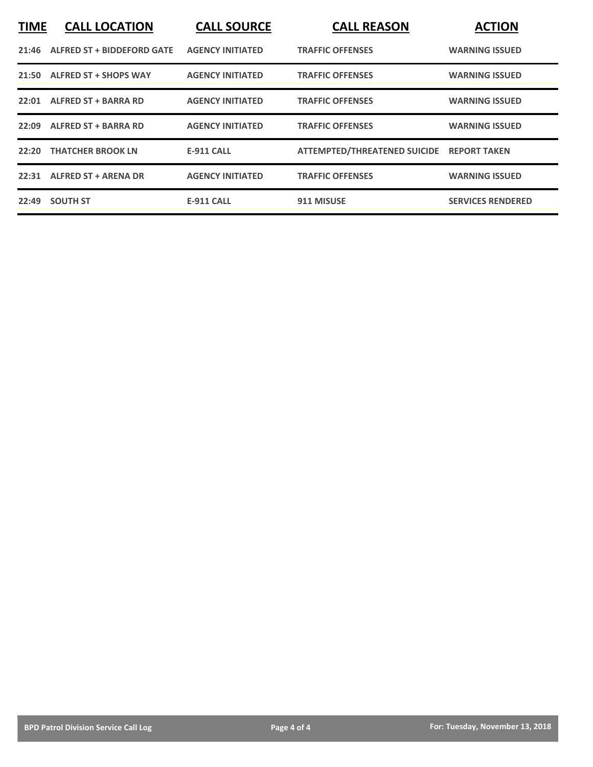| TIME | CALL LOCATION | CALL SOURCE | CALL REASON | ACTION |
|---|---|---|---|---|
| 21:46 | ALFRED ST + BIDDEFORD GATE | AGENCY INITIATED | TRAFFIC OFFENSES | WARNING ISSUED |
| 21:50 | ALFRED ST + SHOPS WAY | AGENCY INITIATED | TRAFFIC OFFENSES | WARNING ISSUED |
| 22:01 | ALFRED ST + BARRA RD | AGENCY INITIATED | TRAFFIC OFFENSES | WARNING ISSUED |
| 22:09 | ALFRED ST + BARRA RD | AGENCY INITIATED | TRAFFIC OFFENSES | WARNING ISSUED |
| 22:20 | THATCHER BROOK LN | E-911 CALL | ATTEMPTED/THREATENED SUICIDE | REPORT TAKEN |
| 22:31 | ALFRED ST + ARENA DR | AGENCY INITIATED | TRAFFIC OFFENSES | WARNING ISSUED |
| 22:49 | SOUTH ST | E-911 CALL | 911 MISUSE | SERVICES RENDERED |